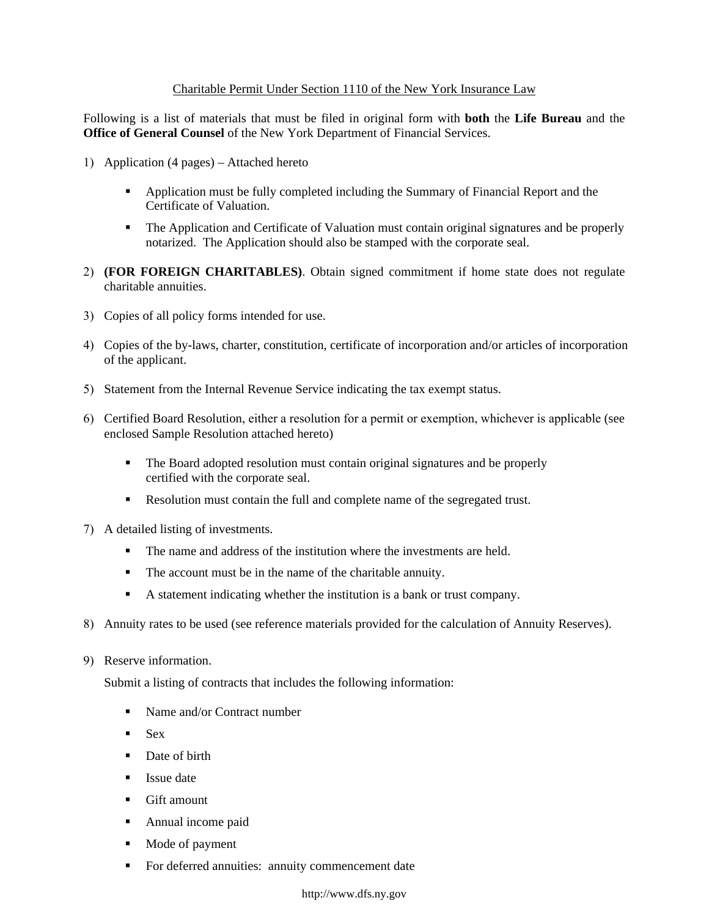Charitable Permit Under Section 1110 of the New York Insurance Law

Following is a list of materials that must be filed in original form with **both** the **Life Bureau** and the **Office of General Counsel** of the New York Department of Financial Services.

1) Application (4 pages) – Attached hereto

   - Application must be fully completed including the Summary of Financial Report and the Certificate of Valuation.
   - The Application and Certificate of Valuation must contain original signatures and be properly notarized. The Application should also be stamped with the corporate seal.

2) **(FOR FOREIGN CHARITABLES)**. Obtain signed commitment if home state does not regulate charitable annuities.

3) Copies of all policy forms intended for use.

4) Copies of the by-laws, charter, constitution, certificate of incorporation and/or articles of incorporation of the applicant.

5) Statement from the Internal Revenue Service indicating the tax exempt status.

6) Certified Board Resolution, either a resolution for a permit or exemption, whichever is applicable (see enclosed Sample Resolution attached hereto)

   - The Board adopted resolution must contain original signatures and be properly certified with the corporate seal.
   - Resolution must contain the full and complete name of the segregated trust.

7) A detailed listing of investments.

   - The name and address of the institution where the investments are held.
   - The account must be in the name of the charitable annuity.
   - A statement indicating whether the institution is a bank or trust company.

8) Annuity rates to be used (see reference materials provided for the calculation of Annuity Reserves).

9) Reserve information.

   Submit a listing of contracts that includes the following information:

   - Name and/or Contract number
   - Sex
   - Date of birth
   - Issue date
   - Gift amount
   - Annual income paid
   - Mode of payment
   - For deferred annuities: annuity commencement date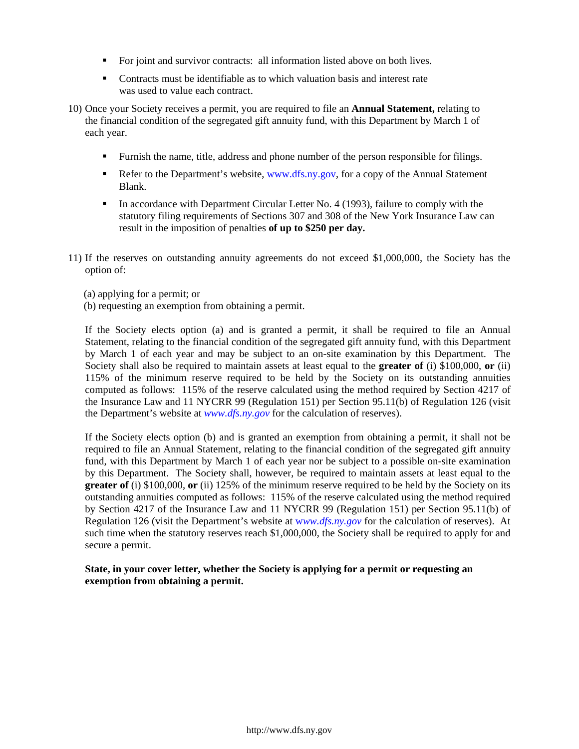- For joint and survivor contracts: all information listed above on both lives.
- Contracts must be identifiable as to which valuation basis and interest rate was used to value each contract.

10) Once your Society receives a permit, you are required to file an **Annual Statement,** relating to the financial condition of the segregated gift annuity fund, with this Department by March 1 of each year.

- Furnish the name, title, address and phone number of the person responsible for filings.
- Refer to the Department's website, www.dfs.ny.gov, for a copy of the Annual Statement Blank.
- In accordance with Department Circular Letter No. 4 (1993), failure to comply with the statutory filing requirements of Sections 307 and 308 of the New York Insurance Law can result in the imposition of penalties **of up to $250 per day.**

11) If the reserves on outstanding annuity agreements do not exceed $1,000,000, the Society has the option of:

(a) applying for a permit; or
(b) requesting an exemption from obtaining a permit.

If the Society elects option (a) and is granted a permit, it shall be required to file an Annual Statement, relating to the financial condition of the segregated gift annuity fund, with this Department by March 1 of each year and may be subject to an on-site examination by this Department. The Society shall also be required to maintain assets at least equal to the **greater of** (i) $100,000, **or** (ii) 115% of the minimum reserve required to be held by the Society on its outstanding annuities computed as follows: 115% of the reserve calculated using the method required by Section 4217 of the Insurance Law and 11 NYCRR 99 (Regulation 151) per Section 95.11(b) of Regulation 126 (visit the Department's website at *www.dfs.ny.gov* for the calculation of reserves).

If the Society elects option (b) and is granted an exemption from obtaining a permit, it shall not be required to file an Annual Statement, relating to the financial condition of the segregated gift annuity fund, with this Department by March 1 of each year nor be subject to a possible on-site examination by this Department. The Society shall, however, be required to maintain assets at least equal to the **greater of** (i) $100,000, **or** (ii) 125% of the minimum reserve required to be held by the Society on its outstanding annuities computed as follows: 115% of the reserve calculated using the method required by Section 4217 of the Insurance Law and 11 NYCRR 99 (Regulation 151) per Section 95.11(b) of Regulation 126 (visit the Department's website at *www.dfs.ny.gov* for the calculation of reserves). At such time when the statutory reserves reach $1,000,000, the Society shall be required to apply for and secure a permit.

**State, in your cover letter, whether the Society is applying for a permit or requesting an exemption from obtaining a permit.**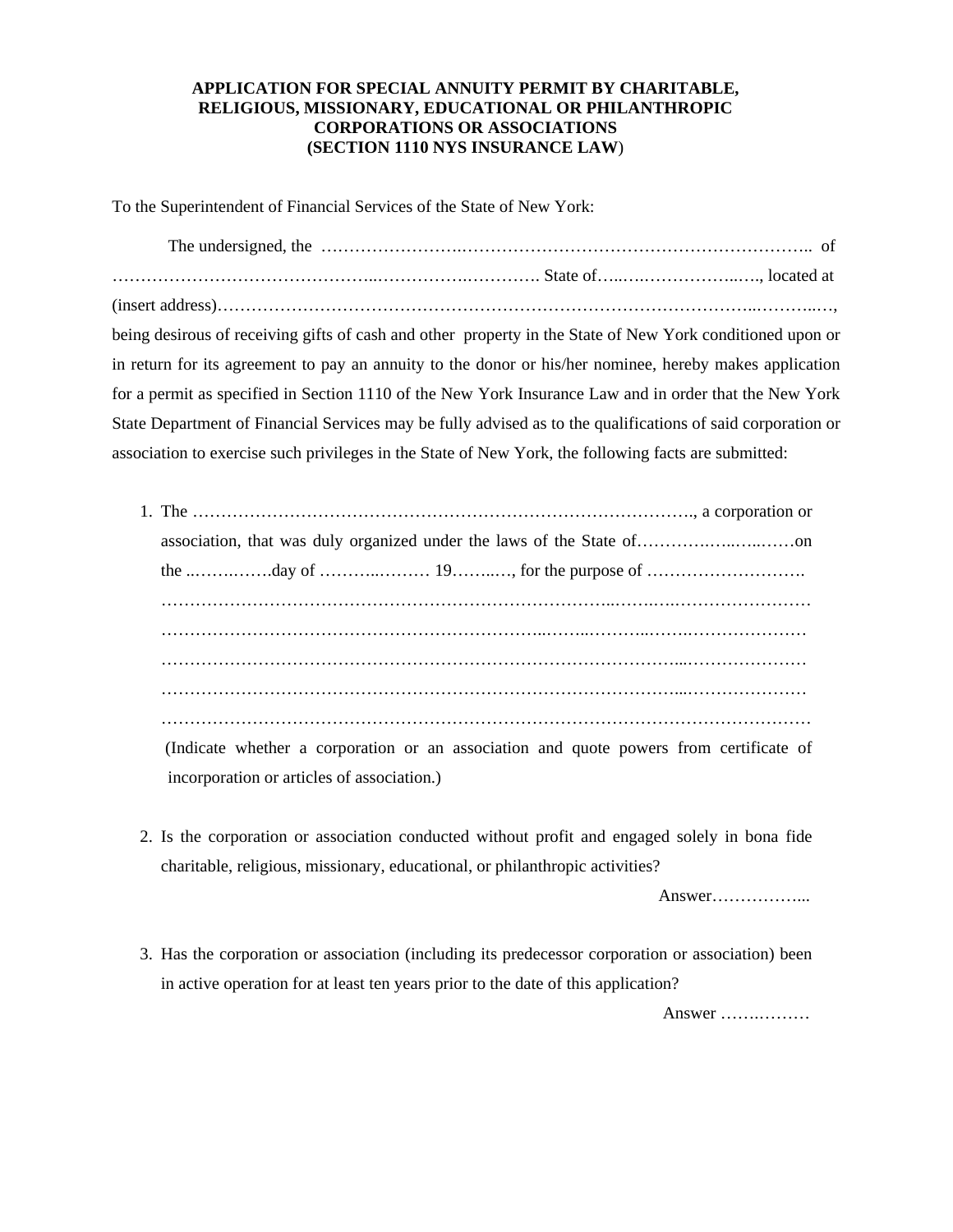**APPLICATION FOR SPECIAL ANNUITY PERMIT BY CHARITABLE, RELIGIOUS, MISSIONARY, EDUCATIONAL OR PHILANTHROPIC CORPORATIONS OR ASSOCIATIONS (SECTION 1110 NYS INSURANCE LAW)**

To the Superintendent of Financial Services of the State of New York:

The undersigned, the ……………………………………………………………………………….. of ………………………………………………………………………. State of……………………………., located at (insert address)………………………………………………………………………………………………………, being desirous of receiving gifts of cash and other property in the State of New York conditioned upon or in return for its agreement to pay an annuity to the donor or his/her nominee, hereby makes application for a permit as specified in Section 1110 of the New York Insurance Law and in order that the New York State Department of Financial Services may be fully advised as to the qualifications of said corporation or association to exercise such privileges in the State of New York, the following facts are submitted:

1. The ………………………………………………………………………………., a corporation or association, that was duly organized under the laws of the State of……………………………on the ……………day of ………………… 19…………, for the purpose of ……………………….
   ……………………………………………………………………………………………………………
   ……………………………………………………………………………………………………………
   ……………………………………………………………………………………………………………
   ……………………………………………………………………………………………………………
   ……………………………………………………………………………………………………………
   (Indicate whether a corporation or an association and quote powers from certificate of incorporation or articles of association.)

2. Is the corporation or association conducted without profit and engaged solely in bona fide charitable, religious, missionary, educational, or philanthropic activities?

   Answer………………...

3. Has the corporation or association (including its predecessor corporation or association) been in active operation for at least ten years prior to the date of this application?

   Answer ………………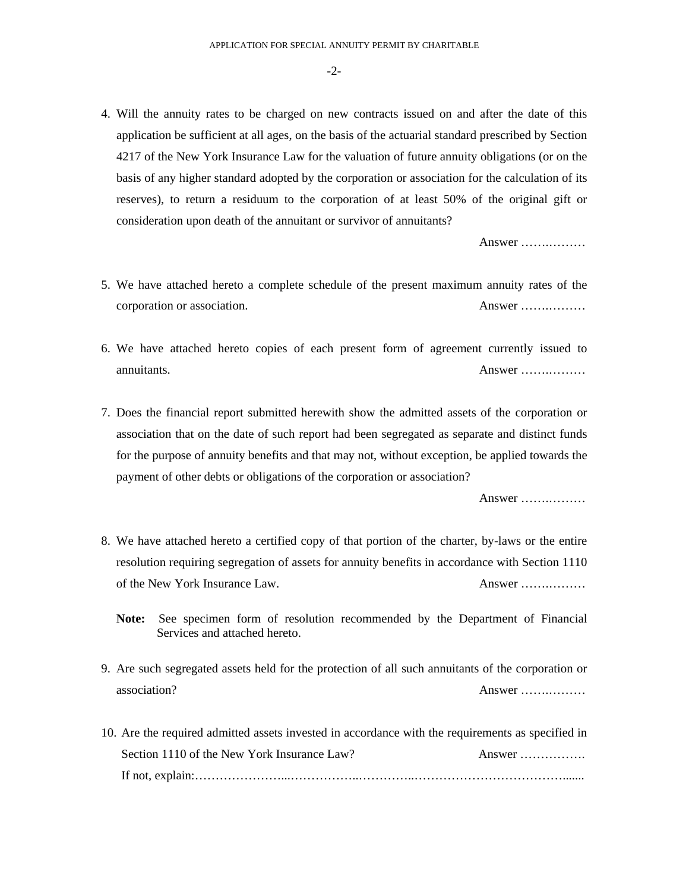4. Will the annuity rates to be charged on new contracts issued on and after the date of this application be sufficient at all ages, on the basis of the actuarial standard prescribed by Section 4217 of the New York Insurance Law for the valuation of future annuity obligations (or on the basis of any higher standard adopted by the corporation or association for the calculation of its reserves), to return a residuum to the corporation of at least 50% of the original gift or consideration upon death of the annuitant or survivor of annuitants?

   Answer ……………

5. We have attached hereto a complete schedule of the present maximum annuity rates of the corporation or association. Answer ……………

6. We have attached hereto copies of each present form of agreement currently issued to annuitants. Answer ……………

7. Does the financial report submitted herewith show the admitted assets of the corporation or association that on the date of such report had been segregated as separate and distinct funds for the purpose of annuity benefits and that may not, without exception, be applied towards the payment of other debts or obligations of the corporation or association?

   Answer ……………

8. We have attached hereto a certified copy of that portion of the charter, by-laws or the entire resolution requiring segregation of assets for annuity benefits in accordance with Section 1110 of the New York Insurance Law. Answer ……………

   **Note:** See specimen form of resolution recommended by the Department of Financial Services and attached hereto.

9. Are such segregated assets held for the protection of all such annuitants of the corporation or association? Answer ……………

10. Are the required admitted assets invested in accordance with the requirements as specified in Section 1110 of the New York Insurance Law? Answer …………….

    If not, explain:…………………………………………………………………………………………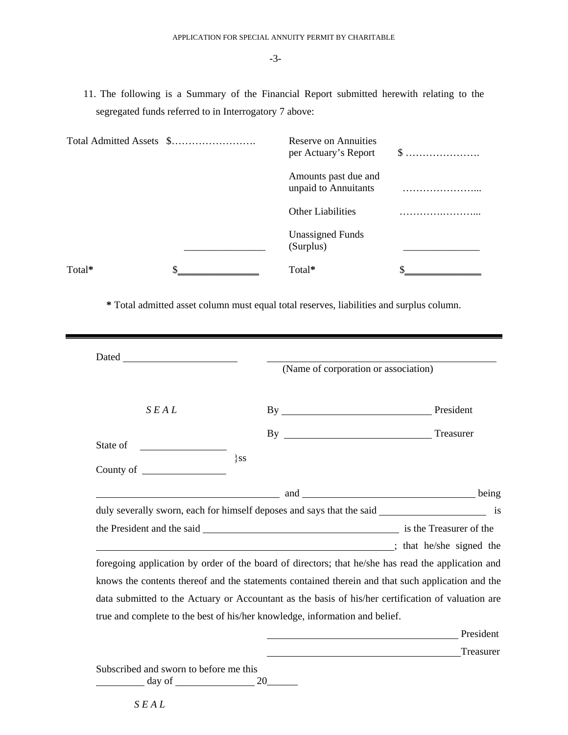11. The following is a Summary of the Financial Report submitted herewith relating to the segregated funds referred to in Interrogatory 7 above:

| | | | |
|---|---|---|---|
| Total Admitted Assets | $……………………. | Reserve on Annuities per Actuary's Report | $ …………………. |
| | | Amounts past due and unpaid to Annuitants | …………………... |
| | | Other Liabilities | ………….………... |
| | _______________ | Unassigned Funds (Surplus) | ______________ |
| Total* | $_______________ | Total* | $______________ |

**\*** Total admitted asset column must equal total reserves, liabilities and surplus column.

---

Dated ____________________ ________________________________________

(Name of corporation or association)

*S E A L*

By ______________________________ President

By ______________________________ Treasurer

State of ______________
}ss
County of ______________

________________________________ and ________________________________ being duly severally sworn, each for himself deposes and says that the said ____________________ is the President and the said ____________________________________ is the Treasurer of the ________________________________________________________; that he/she signed the foregoing application by order of the board of directors; that he/she has read the application and knows the contents thereof and the statements contained therein and that such application and the data submitted to the Actuary or Accountant as the basis of his/her certification of valuation are true and complete to the best of his/her knowledge, information and belief.

____________________________________ President

____________________________________ Treasurer

Subscribed and sworn to before me this
_________ day of _______________ 20______

*S E A L*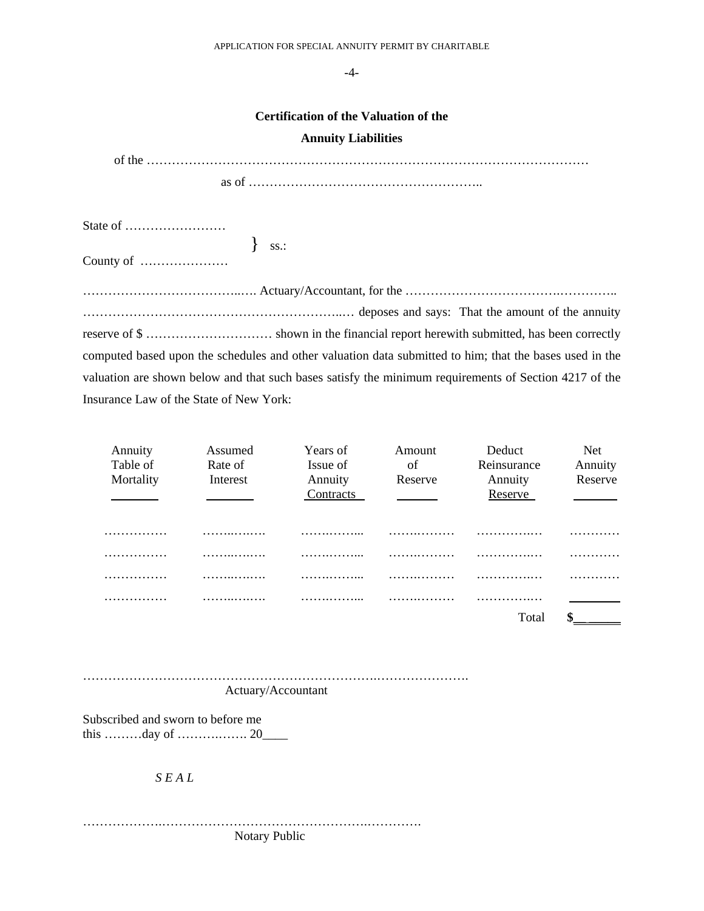## Certification of the Valuation of the Annuity Liabilities

of the …………………………………………………………………………………………

as of ………………………………………………..

State of ……………………
} ss.:
County of …………………

………………………………..…. Actuary/Accountant, for the ………………………………….………….. ……………………………………………………..… deposes and says: That the amount of the annuity reserve of $ ………………………… shown in the financial report herewith submitted, has been correctly computed based upon the schedules and other valuation data submitted to him; that the bases used in the valuation are shown below and that such bases satisfy the minimum requirements of Section 4217 of the Insurance Law of the State of New York:

| Annuity Table of Mortality | Assumed Rate of Interest | Years of Issue of Annuity Contracts | Amount of Reserve | Deduct Reinsurance Annuity Reserve | Net Annuity Reserve |
|---|---|---|---|---|---|
| …………… | ……..….…. | ……….…... | ……..……… | …………..… | ………… |
| …………… | ……..….…. | ……….…... | ……..……… | …………..… | ………… |
| …………… | ……..….…. | ……….…... | ……..……… | …………..… | ………… |
| …………… | ……..….…. | ……….…... | ……..……… | …………..… | |
| | | | | Total | $ |

……………………………………………………………….………………….
Actuary/Accountant

Subscribed and sworn to before me
this ………day of ……….……. 20____

*S E A L*

……………….……………………………………………….………….
Notary Public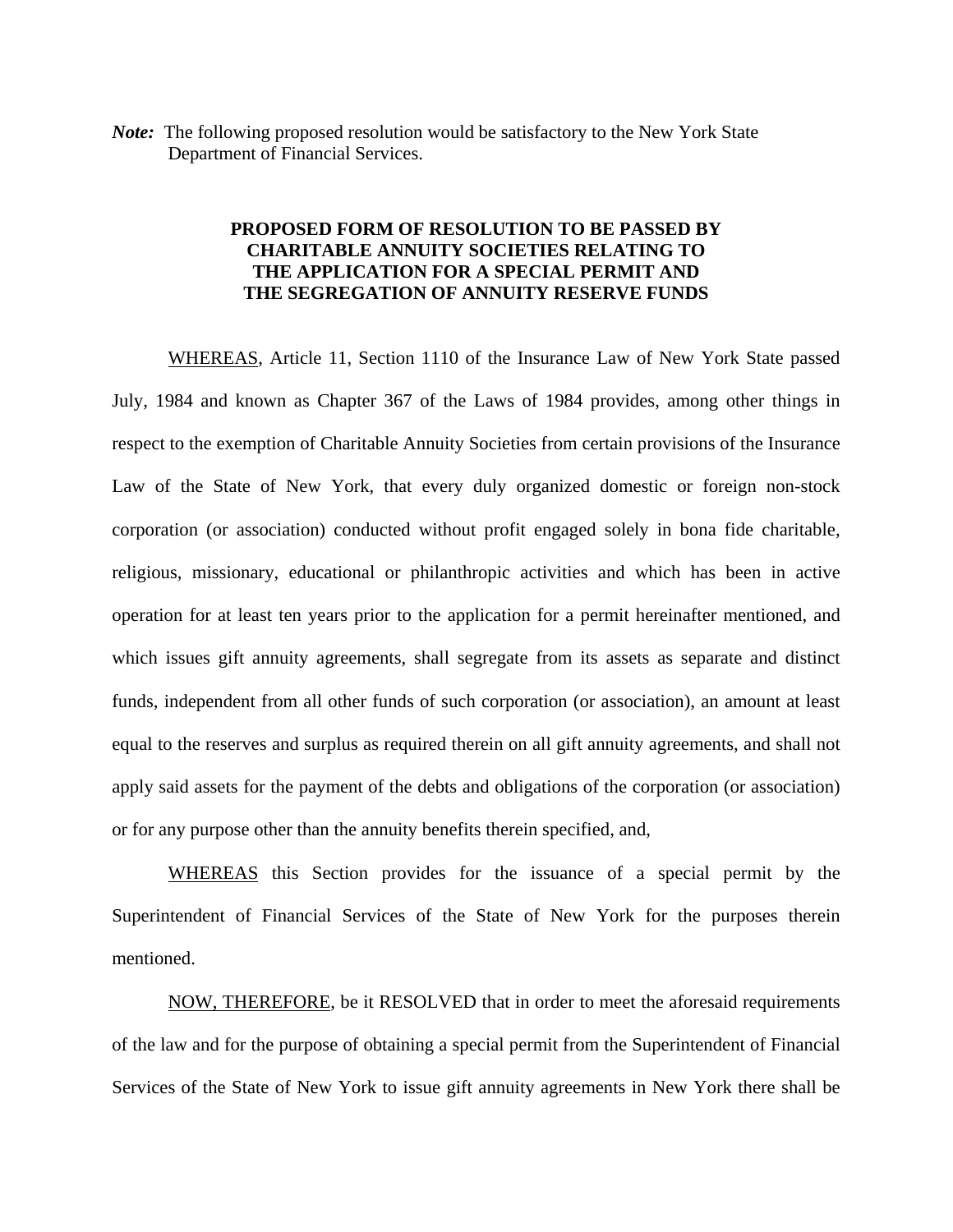***Note:*** The following proposed resolution would be satisfactory to the New York State Department of Financial Services.

**PROPOSED FORM OF RESOLUTION TO BE PASSED BY CHARITABLE ANNUITY SOCIETIES RELATING TO THE APPLICATION FOR A SPECIAL PERMIT AND THE SEGREGATION OF ANNUITY RESERVE FUNDS**

<u>WHEREAS</u>, Article 11, Section 1110 of the Insurance Law of New York State passed July, 1984 and known as Chapter 367 of the Laws of 1984 provides, among other things in respect to the exemption of Charitable Annuity Societies from certain provisions of the Insurance Law of the State of New York, that every duly organized domestic or foreign non-stock corporation (or association) conducted without profit engaged solely in bona fide charitable, religious, missionary, educational or philanthropic activities and which has been in active operation for at least ten years prior to the application for a permit hereinafter mentioned, and which issues gift annuity agreements, shall segregate from its assets as separate and distinct funds, independent from all other funds of such corporation (or association), an amount at least equal to the reserves and surplus as required therein on all gift annuity agreements, and shall not apply said assets for the payment of the debts and obligations of the corporation (or association) or for any purpose other than the annuity benefits therein specified, and,

<u>WHEREAS</u> this Section provides for the issuance of a special permit by the Superintendent of Financial Services of the State of New York for the purposes therein mentioned.

<u>NOW, THEREFORE</u>, be it RESOLVED that in order to meet the aforesaid requirements of the law and for the purpose of obtaining a special permit from the Superintendent of Financial Services of the State of New York to issue gift annuity agreements in New York there shall be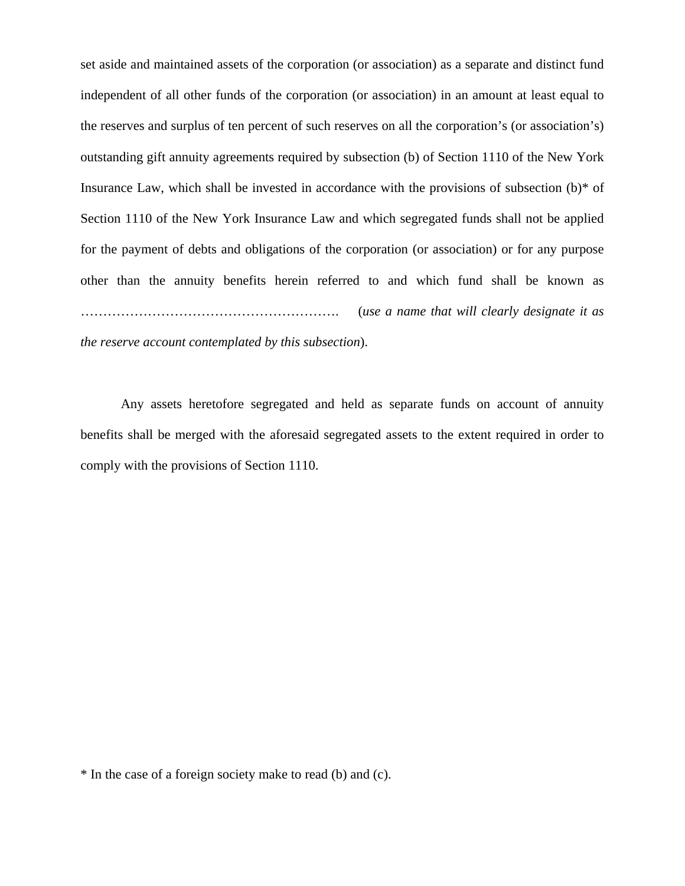set aside and maintained assets of the corporation (or association) as a separate and distinct fund independent of all other funds of the corporation (or association) in an amount at least equal to the reserves and surplus of ten percent of such reserves on all the corporation's (or association's) outstanding gift annuity agreements required by subsection (b) of Section 1110 of the New York Insurance Law, which shall be invested in accordance with the provisions of subsection (b)* of Section 1110 of the New York Insurance Law and which segregated funds shall not be applied for the payment of debts and obligations of the corporation (or association) or for any purpose other than the annuity benefits herein referred to and which fund shall be known as …………………………………………………. (*use a name that will clearly designate it as the reserve account contemplated by this subsection*).

Any assets heretofore segregated and held as separate funds on account of annuity benefits shall be merged with the aforesaid segregated assets to the extent required in order to comply with the provisions of Section 1110.

* In the case of a foreign society make to read (b) and (c).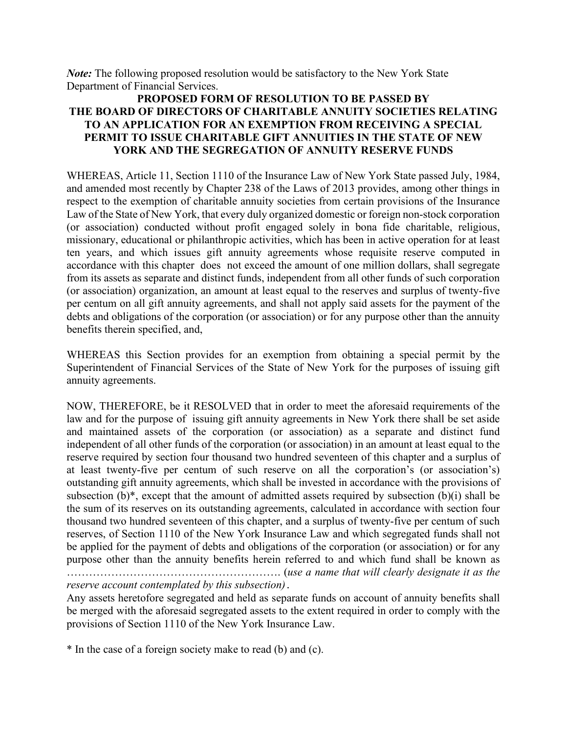***Note:*** The following proposed resolution would be satisfactory to the New York State Department of Financial Services.

**PROPOSED FORM OF RESOLUTION TO BE PASSED BY THE BOARD OF DIRECTORS OF CHARITABLE ANNUITY SOCIETIES RELATING TO AN APPLICATION FOR AN EXEMPTION FROM RECEIVING A SPECIAL PERMIT TO ISSUE CHARITABLE GIFT ANNUITIES IN THE STATE OF NEW YORK AND THE SEGREGATION OF ANNUITY RESERVE FUNDS**

WHEREAS, Article 11, Section 1110 of the Insurance Law of New York State passed July, 1984, and amended most recently by Chapter 238 of the Laws of 2013 provides, among other things in respect to the exemption of charitable annuity societies from certain provisions of the Insurance Law of the State of New York, that every duly organized domestic or foreign non-stock corporation (or association) conducted without profit engaged solely in bona fide charitable, religious, missionary, educational or philanthropic activities, which has been in active operation for at least ten years, and which issues gift annuity agreements whose requisite reserve computed in accordance with this chapter does not exceed the amount of one million dollars, shall segregate from its assets as separate and distinct funds, independent from all other funds of such corporation (or association) organization, an amount at least equal to the reserves and surplus of twenty-five per centum on all gift annuity agreements, and shall not apply said assets for the payment of the debts and obligations of the corporation (or association) or for any purpose other than the annuity benefits therein specified, and,

WHEREAS this Section provides for an exemption from obtaining a special permit by the Superintendent of Financial Services of the State of New York for the purposes of issuing gift annuity agreements.

NOW, THEREFORE, be it RESOLVED that in order to meet the aforesaid requirements of the law and for the purpose of issuing gift annuity agreements in New York there shall be set aside and maintained assets of the corporation (or association) as a separate and distinct fund independent of all other funds of the corporation (or association) in an amount at least equal to the reserve required by section four thousand two hundred seventeen of this chapter and a surplus of at least twenty-five per centum of such reserve on all the corporation's (or association's) outstanding gift annuity agreements, which shall be invested in accordance with the provisions of subsection (b)*, except that the amount of admitted assets required by subsection (b)(i) shall be the sum of its reserves on its outstanding agreements, calculated in accordance with section four thousand two hundred seventeen of this chapter, and a surplus of twenty-five per centum of such reserves, of Section 1110 of the New York Insurance Law and which segregated funds shall not be applied for the payment of debts and obligations of the corporation (or association) or for any purpose other than the annuity benefits herein referred to and which fund shall be known as ………………………………………………. (*use a name that will clearly designate it as the reserve account contemplated by this subsection)*.

Any assets heretofore segregated and held as separate funds on account of annuity benefits shall be merged with the aforesaid segregated assets to the extent required in order to comply with the provisions of Section 1110 of the New York Insurance Law.

* In the case of a foreign society make to read (b) and (c).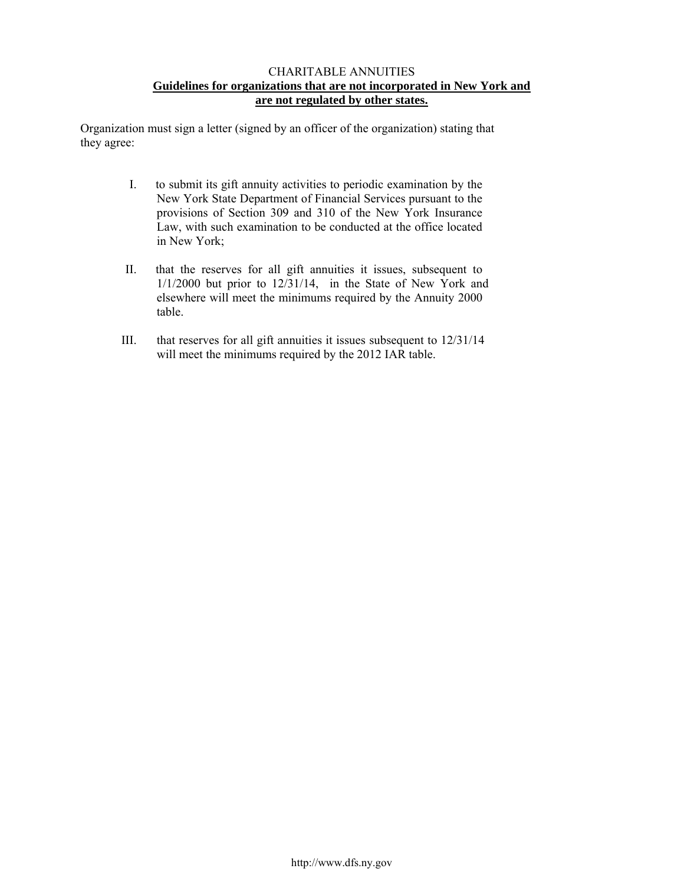CHARITABLE ANNUITIES

**Guidelines for organizations that are not incorporated in New York and are not regulated by other states.**

Organization must sign a letter (signed by an officer of the organization) stating that they agree:

I. to submit its gift annuity activities to periodic examination by the New York State Department of Financial Services pursuant to the provisions of Section 309 and 310 of the New York Insurance Law, with such examination to be conducted at the office located in New York;

II. that the reserves for all gift annuities it issues, subsequent to 1/1/2000 but prior to 12/31/14, in the State of New York and elsewhere will meet the minimums required by the Annuity 2000 table.

III. that reserves for all gift annuities it issues subsequent to 12/31/14 will meet the minimums required by the 2012 IAR table.

http://www.dfs.ny.gov